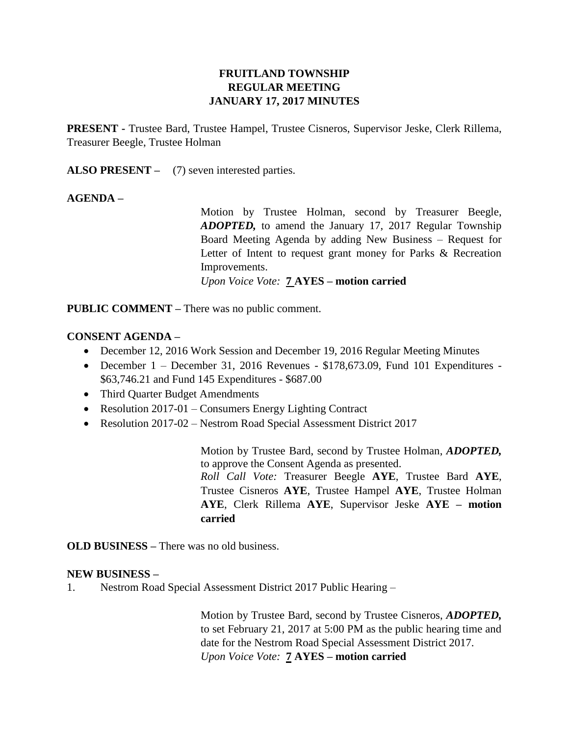# FRUITLAND TOWNSHIP
# REGULAR MEETING
# JANUARY 17, 2017 MINUTES

**PRESENT -** Trustee Bard, Trustee Hampel, Trustee Cisneros, Supervisor Jeske, Clerk Rillema, Treasurer Beegle, Trustee Holman

**ALSO PRESENT –** (7) seven interested parties.

**AGENDA –**

Motion by Trustee Holman, second by Treasurer Beegle, ***ADOPTED,*** to amend the January 17, 2017 Regular Township Board Meeting Agenda by adding New Business – Request for Letter of Intent to request grant money for Parks & Recreation Improvements.
*Upon Voice Vote:* **7 AYES – motion carried**

**PUBLIC COMMENT –** There was no public comment.

**CONSENT AGENDA –**

- December 12, 2016 Work Session and December 19, 2016 Regular Meeting Minutes
- December 1 – December 31, 2016 Revenues - $178,673.09, Fund 101 Expenditures - $63,746.21 and Fund 145 Expenditures - $687.00
- Third Quarter Budget Amendments
- Resolution 2017-01 – Consumers Energy Lighting Contract
- Resolution 2017-02 – Nestrom Road Special Assessment District 2017

Motion by Trustee Bard, second by Trustee Holman, ***ADOPTED,*** to approve the Consent Agenda as presented.
*Roll Call Vote:* Treasurer Beegle **AYE**, Trustee Bard **AYE**, Trustee Cisneros **AYE**, Trustee Hampel **AYE**, Trustee Holman **AYE**, Clerk Rillema **AYE**, Supervisor Jeske **AYE – motion carried**

**OLD BUSINESS –** There was no old business.

**NEW BUSINESS –**

1. Nestrom Road Special Assessment District 2017 Public Hearing –

Motion by Trustee Bard, second by Trustee Cisneros, ***ADOPTED,*** to set February 21, 2017 at 5:00 PM as the public hearing time and date for the Nestrom Road Special Assessment District 2017.
*Upon Voice Vote:* **7 AYES – motion carried**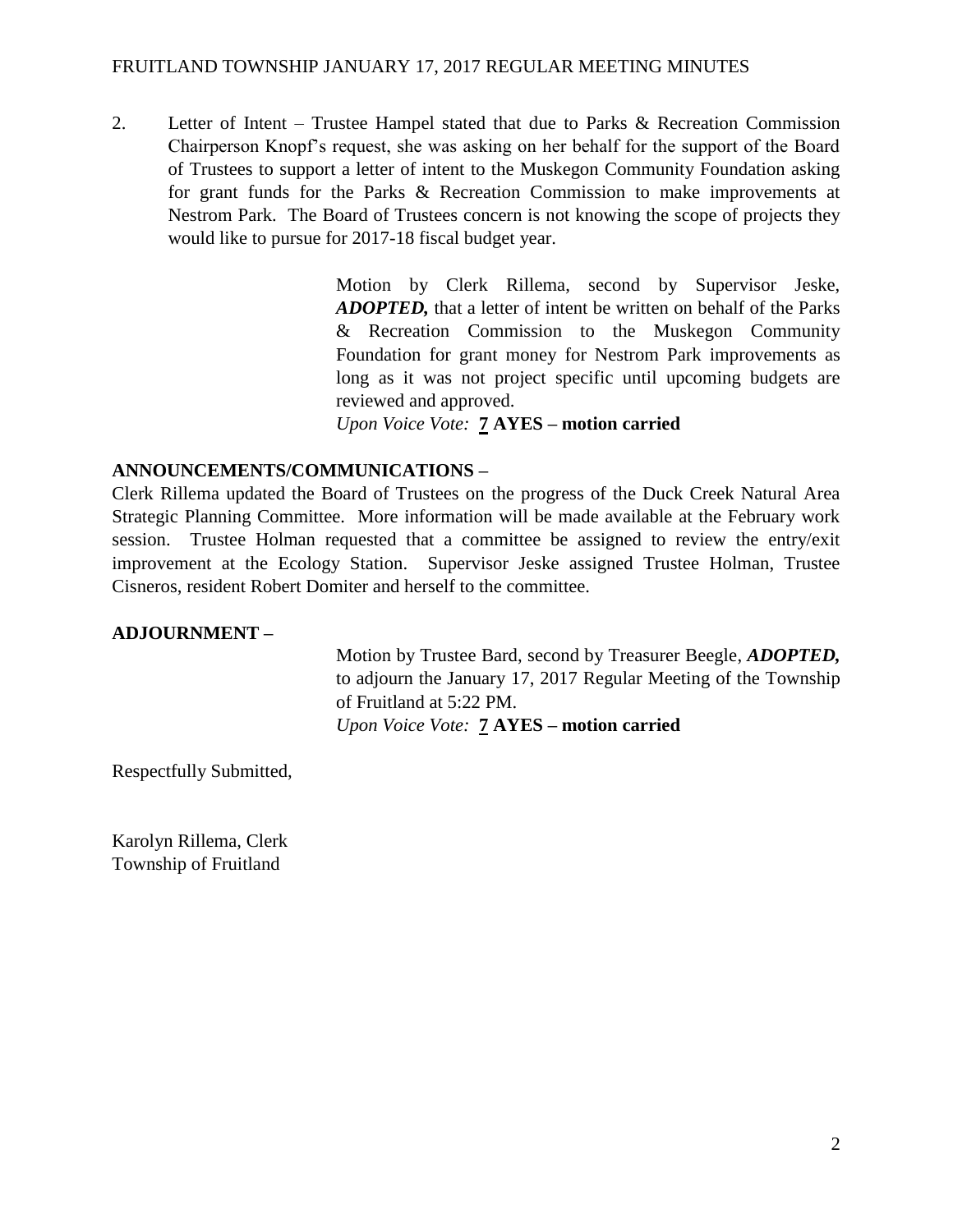2. Letter of Intent – Trustee Hampel stated that due to Parks & Recreation Commission Chairperson Knopf's request, she was asking on her behalf for the support of the Board of Trustees to support a letter of intent to the Muskegon Community Foundation asking for grant funds for the Parks & Recreation Commission to make improvements at Nestrom Park. The Board of Trustees concern is not knowing the scope of projects they would like to pursue for 2017-18 fiscal budget year.

   Motion by Clerk Rillema, second by Supervisor Jeske, ***ADOPTED,*** that a letter of intent be written on behalf of the Parks & Recreation Commission to the Muskegon Community Foundation for grant money for Nestrom Park improvements as long as it was not project specific until upcoming budgets are reviewed and approved.
   *Upon Voice Vote:* **7 AYES – motion carried**

**ANNOUNCEMENTS/COMMUNICATIONS –**

Clerk Rillema updated the Board of Trustees on the progress of the Duck Creek Natural Area Strategic Planning Committee. More information will be made available at the February work session. Trustee Holman requested that a committee be assigned to review the entry/exit improvement at the Ecology Station. Supervisor Jeske assigned Trustee Holman, Trustee Cisneros, resident Robert Domiter and herself to the committee.

**ADJOURNMENT –**

Motion by Trustee Bard, second by Treasurer Beegle, ***ADOPTED,*** to adjourn the January 17, 2017 Regular Meeting of the Township of Fruitland at 5:22 PM.
*Upon Voice Vote:* **7 AYES – motion carried**

Respectfully Submitted,

Karolyn Rillema, Clerk
Township of Fruitland